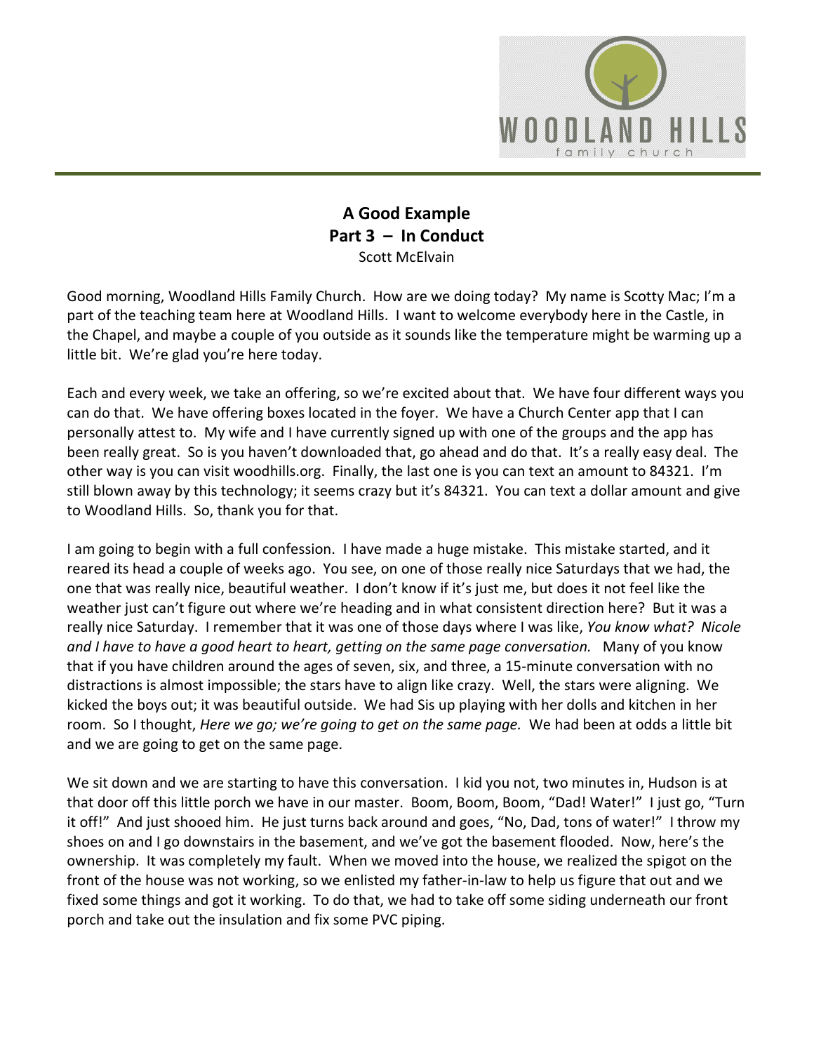# A Good Example
## Part 3 – In Conduct

Scott McElvain

Good morning, Woodland Hills Family Church. How are we doing today? My name is Scotty Mac; I'm a part of the teaching team here at Woodland Hills. I want to welcome everybody here in the Castle, in the Chapel, and maybe a couple of you outside as it sounds like the temperature might be warming up a little bit. We're glad you're here today.

Each and every week, we take an offering, so we're excited about that. We have four different ways you can do that. We have offering boxes located in the foyer. We have a Church Center app that I can personally attest to. My wife and I have currently signed up with one of the groups and the app has been really great. So is you haven't downloaded that, go ahead and do that. It's a really easy deal. The other way is you can visit woodhills.org. Finally, the last one is you can text an amount to 84321. I'm still blown away by this technology; it seems crazy but it's 84321. You can text a dollar amount and give to Woodland Hills. So, thank you for that.

I am going to begin with a full confession. I have made a huge mistake. This mistake started, and it reared its head a couple of weeks ago. You see, on one of those really nice Saturdays that we had, the one that was really nice, beautiful weather. I don't know if it's just me, but does it not feel like the weather just can't figure out where we're heading and in what consistent direction here? But it was a really nice Saturday. I remember that it was one of those days where I was like, *You know what? Nicole and I have to have a good heart to heart, getting on the same page conversation.* Many of you know that if you have children around the ages of seven, six, and three, a 15-minute conversation with no distractions is almost impossible; the stars have to align like crazy. Well, the stars were aligning. We kicked the boys out; it was beautiful outside. We had Sis up playing with her dolls and kitchen in her room. So I thought, *Here we go; we're going to get on the same page.* We had been at odds a little bit and we are going to get on the same page.

We sit down and we are starting to have this conversation. I kid you not, two minutes in, Hudson is at that door off this little porch we have in our master. Boom, Boom, Boom, "Dad! Water!" I just go, "Turn it off!" And just shooed him. He just turns back around and goes, "No, Dad, tons of water!" I throw my shoes on and I go downstairs in the basement, and we've got the basement flooded. Now, here's the ownership. It was completely my fault. When we moved into the house, we realized the spigot on the front of the house was not working, so we enlisted my father-in-law to help us figure that out and we fixed some things and got it working. To do that, we had to take off some siding underneath our front porch and take out the insulation and fix some PVC piping.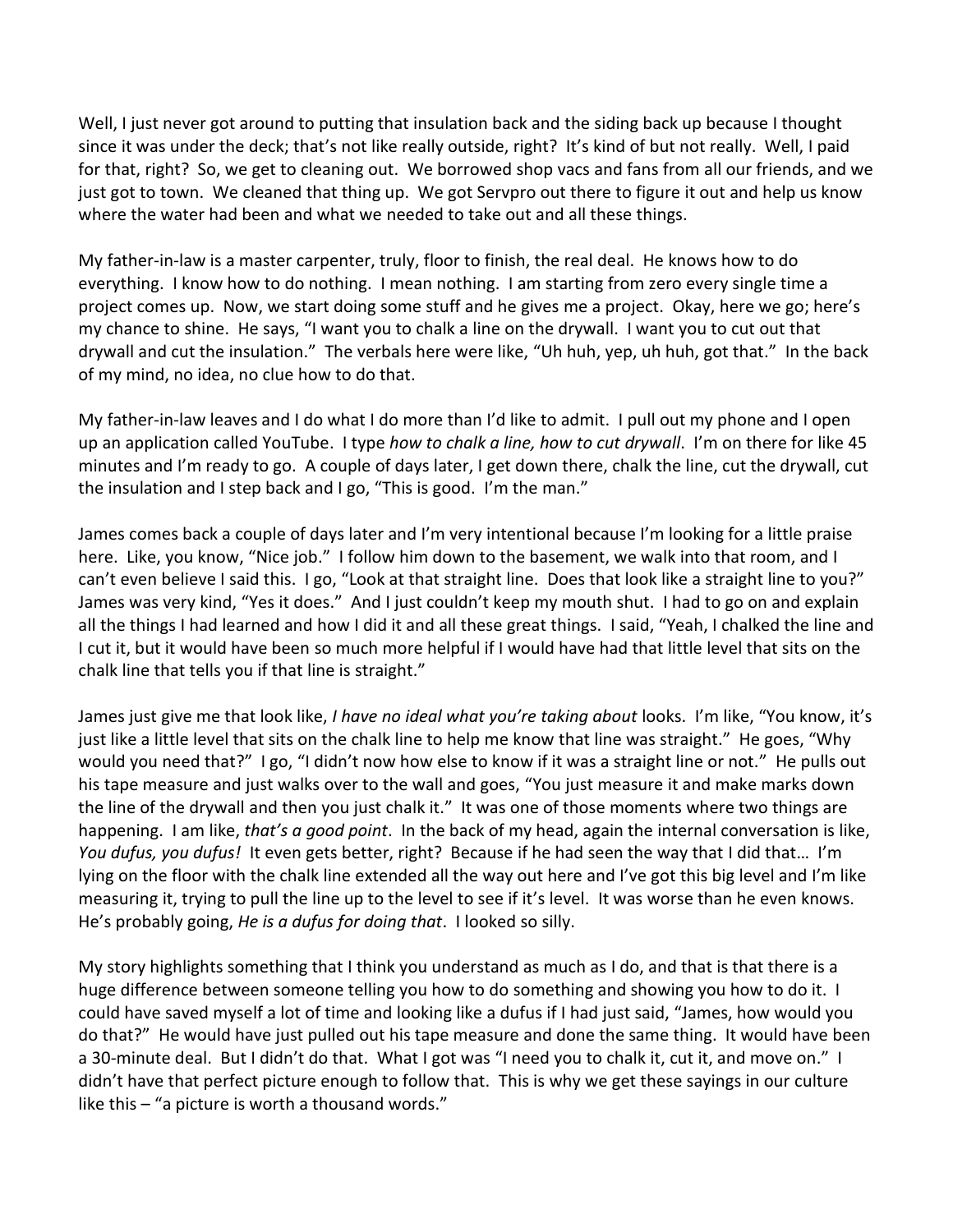Well, I just never got around to putting that insulation back and the siding back up because I thought since it was under the deck; that's not like really outside, right? It's kind of but not really. Well, I paid for that, right? So, we get to cleaning out. We borrowed shop vacs and fans from all our friends, and we just got to town. We cleaned that thing up. We got Servpro out there to figure it out and help us know where the water had been and what we needed to take out and all these things.

My father-in-law is a master carpenter, truly, floor to finish, the real deal. He knows how to do everything. I know how to do nothing. I mean nothing. I am starting from zero every single time a project comes up. Now, we start doing some stuff and he gives me a project. Okay, here we go; here's my chance to shine. He says, "I want you to chalk a line on the drywall. I want you to cut out that drywall and cut the insulation." The verbals here were like, "Uh huh, yep, uh huh, got that." In the back of my mind, no idea, no clue how to do that.

My father-in-law leaves and I do what I do more than I'd like to admit. I pull out my phone and I open up an application called YouTube. I type *how to chalk a line, how to cut drywall*. I'm on there for like 45 minutes and I'm ready to go. A couple of days later, I get down there, chalk the line, cut the drywall, cut the insulation and I step back and I go, "This is good. I'm the man."

James comes back a couple of days later and I'm very intentional because I'm looking for a little praise here. Like, you know, "Nice job." I follow him down to the basement, we walk into that room, and I can't even believe I said this. I go, "Look at that straight line. Does that look like a straight line to you?" James was very kind, "Yes it does." And I just couldn't keep my mouth shut. I had to go on and explain all the things I had learned and how I did it and all these great things. I said, "Yeah, I chalked the line and I cut it, but it would have been so much more helpful if I would have had that little level that sits on the chalk line that tells you if that line is straight."

James just give me that look like, *I have no ideal what you're taking about* looks. I'm like, "You know, it's just like a little level that sits on the chalk line to help me know that line was straight." He goes, "Why would you need that?" I go, "I didn't now how else to know if it was a straight line or not." He pulls out his tape measure and just walks over to the wall and goes, "You just measure it and make marks down the line of the drywall and then you just chalk it." It was one of those moments where two things are happening. I am like, *that's a good point*. In the back of my head, again the internal conversation is like, *You dufus, you dufus!* It even gets better, right? Because if he had seen the way that I did that… I'm lying on the floor with the chalk line extended all the way out here and I've got this big level and I'm like measuring it, trying to pull the line up to the level to see if it's level. It was worse than he even knows. He's probably going, *He is a dufus for doing that*. I looked so silly.

My story highlights something that I think you understand as much as I do, and that is that there is a huge difference between someone telling you how to do something and showing you how to do it. I could have saved myself a lot of time and looking like a dufus if I had just said, "James, how would you do that?" He would have just pulled out his tape measure and done the same thing. It would have been a 30-minute deal. But I didn't do that. What I got was "I need you to chalk it, cut it, and move on." I didn't have that perfect picture enough to follow that. This is why we get these sayings in our culture like this – "a picture is worth a thousand words."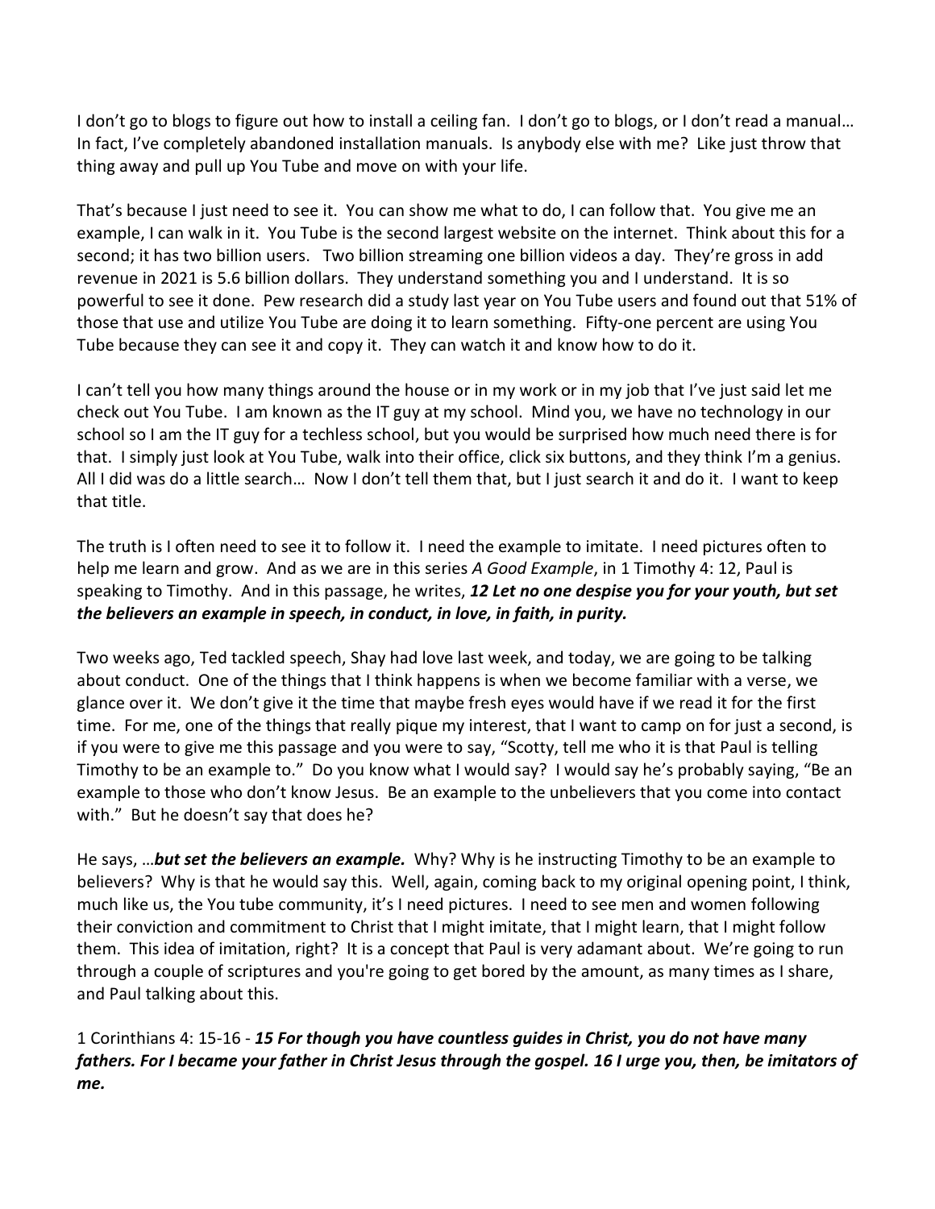I don't go to blogs to figure out how to install a ceiling fan. I don't go to blogs, or I don't read a manual… In fact, I've completely abandoned installation manuals. Is anybody else with me? Like just throw that thing away and pull up You Tube and move on with your life.

That's because I just need to see it. You can show me what to do, I can follow that. You give me an example, I can walk in it. You Tube is the second largest website on the internet. Think about this for a second; it has two billion users. Two billion streaming one billion videos a day. They're gross in add revenue in 2021 is 5.6 billion dollars. They understand something you and I understand. It is so powerful to see it done. Pew research did a study last year on You Tube users and found out that 51% of those that use and utilize You Tube are doing it to learn something. Fifty-one percent are using You Tube because they can see it and copy it. They can watch it and know how to do it.

I can't tell you how many things around the house or in my work or in my job that I've just said let me check out You Tube. I am known as the IT guy at my school. Mind you, we have no technology in our school so I am the IT guy for a techless school, but you would be surprised how much need there is for that. I simply just look at You Tube, walk into their office, click six buttons, and they think I'm a genius. All I did was do a little search… Now I don't tell them that, but I just search it and do it. I want to keep that title.

The truth is I often need to see it to follow it. I need the example to imitate. I need pictures often to help me learn and grow. And as we are in this series *A Good Example*, in 1 Timothy 4: 12, Paul is speaking to Timothy. And in this passage, he writes, ***12 Let no one despise you for your youth, but set the believers an example in speech, in conduct, in love, in faith, in purity.***

Two weeks ago, Ted tackled speech, Shay had love last week, and today, we are going to be talking about conduct. One of the things that I think happens is when we become familiar with a verse, we glance over it. We don't give it the time that maybe fresh eyes would have if we read it for the first time. For me, one of the things that really pique my interest, that I want to camp on for just a second, is if you were to give me this passage and you were to say, "Scotty, tell me who it is that Paul is telling Timothy to be an example to." Do you know what I would say? I would say he's probably saying, "Be an example to those who don't know Jesus. Be an example to the unbelievers that you come into contact with." But he doesn't say that does he?

He says, …***but set the believers an example.*** Why? Why is he instructing Timothy to be an example to believers? Why is that he would say this. Well, again, coming back to my original opening point, I think, much like us, the You tube community, it's I need pictures. I need to see men and women following their conviction and commitment to Christ that I might imitate, that I might learn, that I might follow them. This idea of imitation, right? It is a concept that Paul is very adamant about. We're going to run through a couple of scriptures and you're going to get bored by the amount, as many times as I share, and Paul talking about this.

1 Corinthians 4: 15-16 - ***15 For though you have countless guides in Christ, you do not have many fathers. For I became your father in Christ Jesus through the gospel. 16 I urge you, then, be imitators of me.***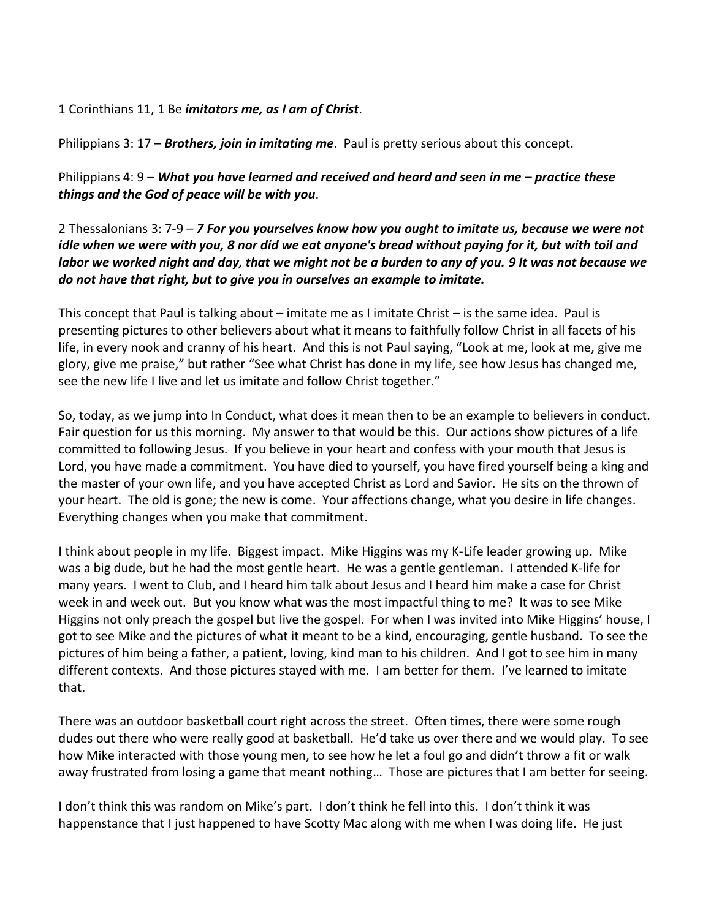1 Corinthians 11, 1 Be ***imitators me, as I am of Christ***.

Philippians 3: 17 – ***Brothers, join in imitating me***. Paul is pretty serious about this concept.

Philippians 4: 9 – ***What you have learned and received and heard and seen in me – practice these things and the God of peace will be with you***.

2 Thessalonians 3: 7-9 – ***7 For you yourselves know how you ought to imitate us, because we were not idle when we were with you, 8 nor did we eat anyone's bread without paying for it, but with toil and labor we worked night and day, that we might not be a burden to any of you. 9 It was not because we do not have that right, but to give you in ourselves an example to imitate.***

This concept that Paul is talking about – imitate me as I imitate Christ – is the same idea. Paul is presenting pictures to other believers about what it means to faithfully follow Christ in all facets of his life, in every nook and cranny of his heart. And this is not Paul saying, "Look at me, look at me, give me glory, give me praise," but rather "See what Christ has done in my life, see how Jesus has changed me, see the new life I live and let us imitate and follow Christ together."

So, today, as we jump into In Conduct, what does it mean then to be an example to believers in conduct. Fair question for us this morning. My answer to that would be this. Our actions show pictures of a life committed to following Jesus. If you believe in your heart and confess with your mouth that Jesus is Lord, you have made a commitment. You have died to yourself, you have fired yourself being a king and the master of your own life, and you have accepted Christ as Lord and Savior. He sits on the thrown of your heart. The old is gone; the new is come. Your affections change, what you desire in life changes. Everything changes when you make that commitment.

I think about people in my life. Biggest impact. Mike Higgins was my K-Life leader growing up. Mike was a big dude, but he had the most gentle heart. He was a gentle gentleman. I attended K-life for many years. I went to Club, and I heard him talk about Jesus and I heard him make a case for Christ week in and week out. But you know what was the most impactful thing to me? It was to see Mike Higgins not only preach the gospel but live the gospel. For when I was invited into Mike Higgins' house, I got to see Mike and the pictures of what it meant to be a kind, encouraging, gentle husband. To see the pictures of him being a father, a patient, loving, kind man to his children. And I got to see him in many different contexts. And those pictures stayed with me. I am better for them. I've learned to imitate that.

There was an outdoor basketball court right across the street. Often times, there were some rough dudes out there who were really good at basketball. He'd take us over there and we would play. To see how Mike interacted with those young men, to see how he let a foul go and didn't throw a fit or walk away frustrated from losing a game that meant nothing… Those are pictures that I am better for seeing.

I don't think this was random on Mike's part. I don't think he fell into this. I don't think it was happenstance that I just happened to have Scotty Mac along with me when I was doing life. He just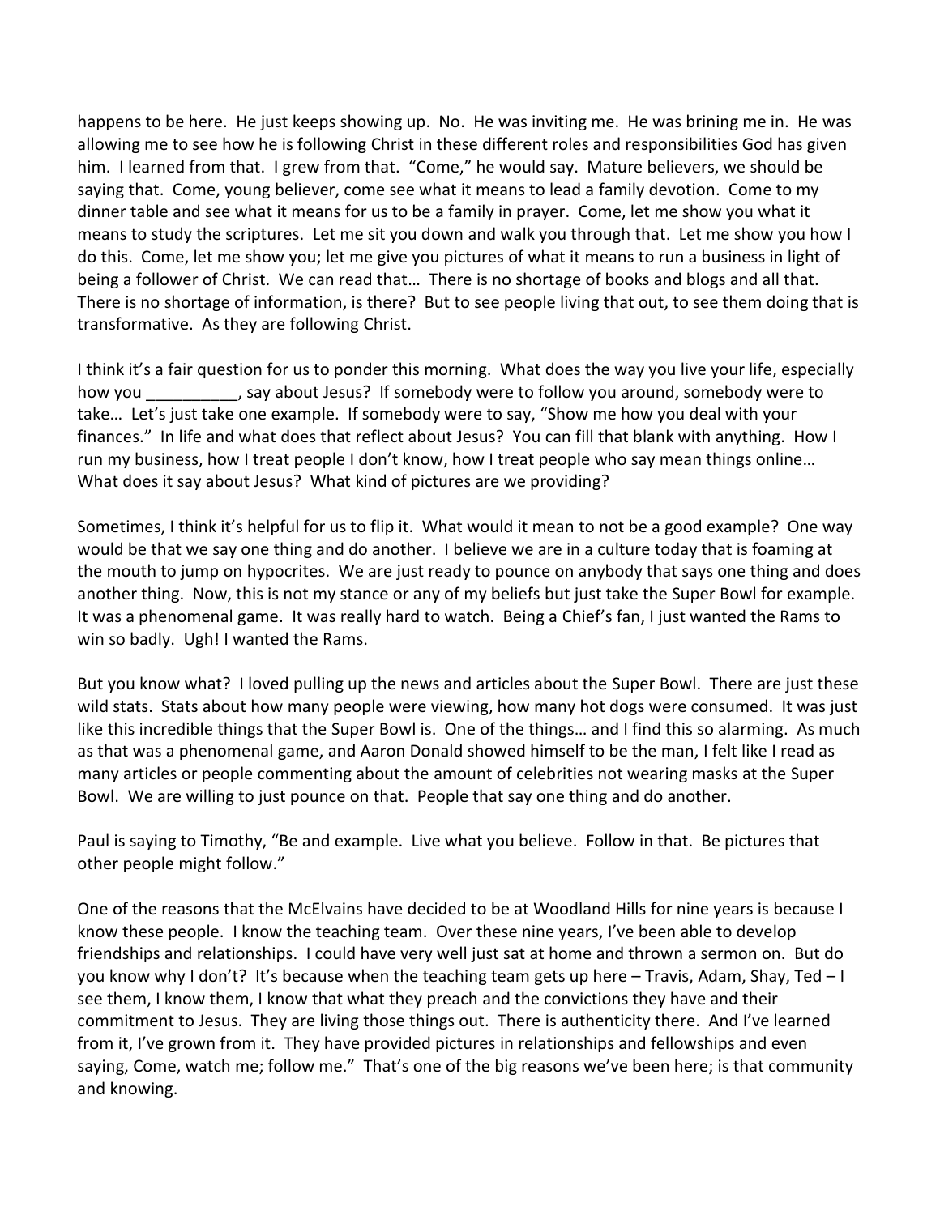happens to be here. He just keeps showing up. No. He was inviting me. He was brining me in. He was allowing me to see how he is following Christ in these different roles and responsibilities God has given him. I learned from that. I grew from that. "Come," he would say. Mature believers, we should be saying that. Come, young believer, come see what it means to lead a family devotion. Come to my dinner table and see what it means for us to be a family in prayer. Come, let me show you what it means to study the scriptures. Let me sit you down and walk you through that. Let me show you how I do this. Come, let me show you; let me give you pictures of what it means to run a business in light of being a follower of Christ. We can read that… There is no shortage of books and blogs and all that. There is no shortage of information, is there? But to see people living that out, to see them doing that is transformative. As they are following Christ.

I think it's a fair question for us to ponder this morning. What does the way you live your life, especially how you __________, say about Jesus? If somebody were to follow you around, somebody were to take… Let's just take one example. If somebody were to say, "Show me how you deal with your finances." In life and what does that reflect about Jesus? You can fill that blank with anything. How I run my business, how I treat people I don't know, how I treat people who say mean things online… What does it say about Jesus? What kind of pictures are we providing?

Sometimes, I think it's helpful for us to flip it. What would it mean to not be a good example? One way would be that we say one thing and do another. I believe we are in a culture today that is foaming at the mouth to jump on hypocrites. We are just ready to pounce on anybody that says one thing and does another thing. Now, this is not my stance or any of my beliefs but just take the Super Bowl for example. It was a phenomenal game. It was really hard to watch. Being a Chief's fan, I just wanted the Rams to win so badly. Ugh! I wanted the Rams.

But you know what? I loved pulling up the news and articles about the Super Bowl. There are just these wild stats. Stats about how many people were viewing, how many hot dogs were consumed. It was just like this incredible things that the Super Bowl is. One of the things… and I find this so alarming. As much as that was a phenomenal game, and Aaron Donald showed himself to be the man, I felt like I read as many articles or people commenting about the amount of celebrities not wearing masks at the Super Bowl. We are willing to just pounce on that. People that say one thing and do another.

Paul is saying to Timothy, "Be and example. Live what you believe. Follow in that. Be pictures that other people might follow."

One of the reasons that the McElvains have decided to be at Woodland Hills for nine years is because I know these people. I know the teaching team. Over these nine years, I've been able to develop friendships and relationships. I could have very well just sat at home and thrown a sermon on. But do you know why I don't? It's because when the teaching team gets up here – Travis, Adam, Shay, Ted – I see them, I know them, I know that what they preach and the convictions they have and their commitment to Jesus. They are living those things out. There is authenticity there. And I've learned from it, I've grown from it. They have provided pictures in relationships and fellowships and even saying, Come, watch me; follow me." That's one of the big reasons we've been here; is that community and knowing.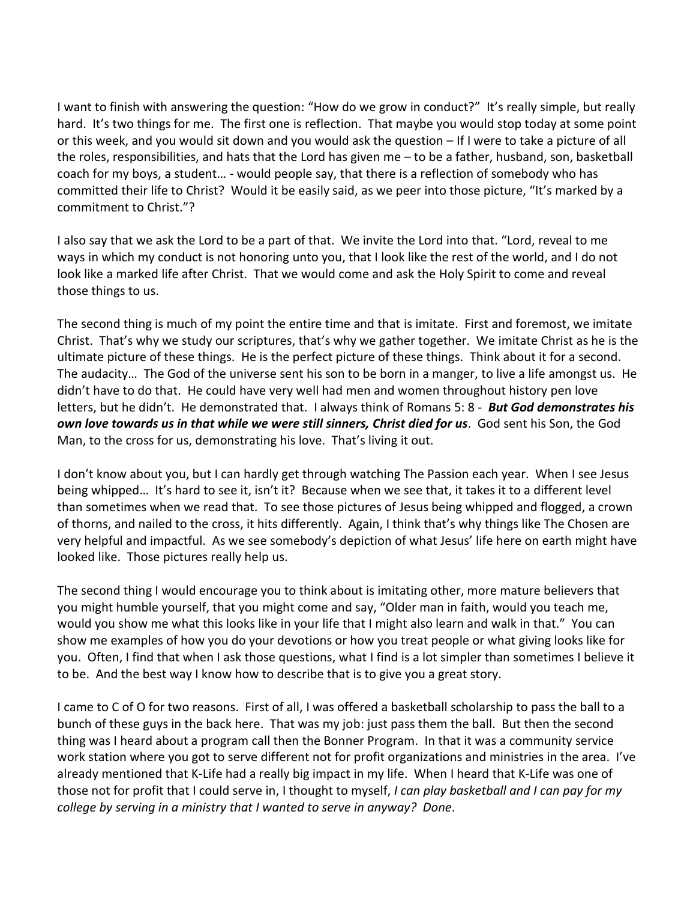I want to finish with answering the question: "How do we grow in conduct?" It's really simple, but really hard. It's two things for me. The first one is reflection. That maybe you would stop today at some point or this week, and you would sit down and you would ask the question – If I were to take a picture of all the roles, responsibilities, and hats that the Lord has given me – to be a father, husband, son, basketball coach for my boys, a student… - would people say, that there is a reflection of somebody who has committed their life to Christ? Would it be easily said, as we peer into those picture, "It's marked by a commitment to Christ."?

I also say that we ask the Lord to be a part of that. We invite the Lord into that. "Lord, reveal to me ways in which my conduct is not honoring unto you, that I look like the rest of the world, and I do not look like a marked life after Christ. That we would come and ask the Holy Spirit to come and reveal those things to us.

The second thing is much of my point the entire time and that is imitate. First and foremost, we imitate Christ. That's why we study our scriptures, that's why we gather together. We imitate Christ as he is the ultimate picture of these things. He is the perfect picture of these things. Think about it for a second. The audacity… The God of the universe sent his son to be born in a manger, to live a life amongst us. He didn't have to do that. He could have very well had men and women throughout history pen love letters, but he didn't. He demonstrated that. I always think of Romans 5: 8 - ***But God demonstrates his own love towards us in that while we were still sinners, Christ died for us***. God sent his Son, the God Man, to the cross for us, demonstrating his love. That's living it out.

I don't know about you, but I can hardly get through watching The Passion each year. When I see Jesus being whipped… It's hard to see it, isn't it? Because when we see that, it takes it to a different level than sometimes when we read that. To see those pictures of Jesus being whipped and flogged, a crown of thorns, and nailed to the cross, it hits differently. Again, I think that's why things like The Chosen are very helpful and impactful. As we see somebody's depiction of what Jesus' life here on earth might have looked like. Those pictures really help us.

The second thing I would encourage you to think about is imitating other, more mature believers that you might humble yourself, that you might come and say, "Older man in faith, would you teach me, would you show me what this looks like in your life that I might also learn and walk in that." You can show me examples of how you do your devotions or how you treat people or what giving looks like for you. Often, I find that when I ask those questions, what I find is a lot simpler than sometimes I believe it to be. And the best way I know how to describe that is to give you a great story.

I came to C of O for two reasons. First of all, I was offered a basketball scholarship to pass the ball to a bunch of these guys in the back here. That was my job: just pass them the ball. But then the second thing was I heard about a program call then the Bonner Program. In that it was a community service work station where you got to serve different not for profit organizations and ministries in the area. I've already mentioned that K-Life had a really big impact in my life. When I heard that K-Life was one of those not for profit that I could serve in, I thought to myself, *I can play basketball and I can pay for my college by serving in a ministry that I wanted to serve in anyway? Done*.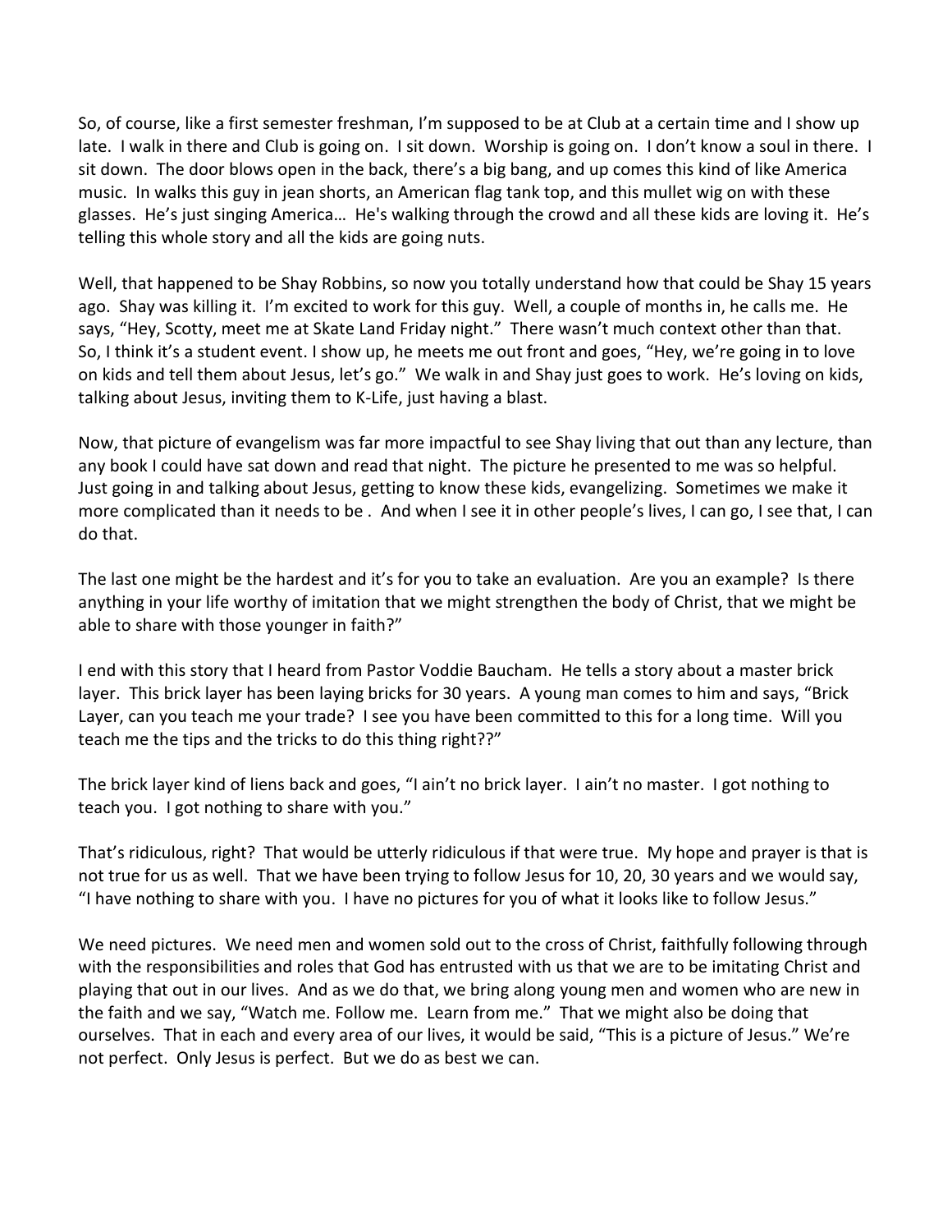So, of course, like a first semester freshman, I'm supposed to be at Club at a certain time and I show up late. I walk in there and Club is going on. I sit down. Worship is going on. I don't know a soul in there. I sit down. The door blows open in the back, there's a big bang, and up comes this kind of like America music. In walks this guy in jean shorts, an American flag tank top, and this mullet wig on with these glasses. He's just singing America… He's walking through the crowd and all these kids are loving it. He's telling this whole story and all the kids are going nuts.

Well, that happened to be Shay Robbins, so now you totally understand how that could be Shay 15 years ago. Shay was killing it. I'm excited to work for this guy. Well, a couple of months in, he calls me. He says, "Hey, Scotty, meet me at Skate Land Friday night." There wasn't much context other than that. So, I think it's a student event. I show up, he meets me out front and goes, "Hey, we're going in to love on kids and tell them about Jesus, let's go." We walk in and Shay just goes to work. He's loving on kids, talking about Jesus, inviting them to K-Life, just having a blast.

Now, that picture of evangelism was far more impactful to see Shay living that out than any lecture, than any book I could have sat down and read that night. The picture he presented to me was so helpful. Just going in and talking about Jesus, getting to know these kids, evangelizing. Sometimes we make it more complicated than it needs to be . And when I see it in other people's lives, I can go, I see that, I can do that.

The last one might be the hardest and it's for you to take an evaluation. Are you an example? Is there anything in your life worthy of imitation that we might strengthen the body of Christ, that we might be able to share with those younger in faith?"

I end with this story that I heard from Pastor Voddie Baucham. He tells a story about a master brick layer. This brick layer has been laying bricks for 30 years. A young man comes to him and says, "Brick Layer, can you teach me your trade? I see you have been committed to this for a long time. Will you teach me the tips and the tricks to do this thing right??"

The brick layer kind of liens back and goes, "I ain't no brick layer. I ain't no master. I got nothing to teach you. I got nothing to share with you."

That's ridiculous, right? That would be utterly ridiculous if that were true. My hope and prayer is that is not true for us as well. That we have been trying to follow Jesus for 10, 20, 30 years and we would say, "I have nothing to share with you. I have no pictures for you of what it looks like to follow Jesus."

We need pictures. We need men and women sold out to the cross of Christ, faithfully following through with the responsibilities and roles that God has entrusted with us that we are to be imitating Christ and playing that out in our lives. And as we do that, we bring along young men and women who are new in the faith and we say, "Watch me. Follow me. Learn from me." That we might also be doing that ourselves. That in each and every area of our lives, it would be said, "This is a picture of Jesus." We're not perfect. Only Jesus is perfect. But we do as best we can.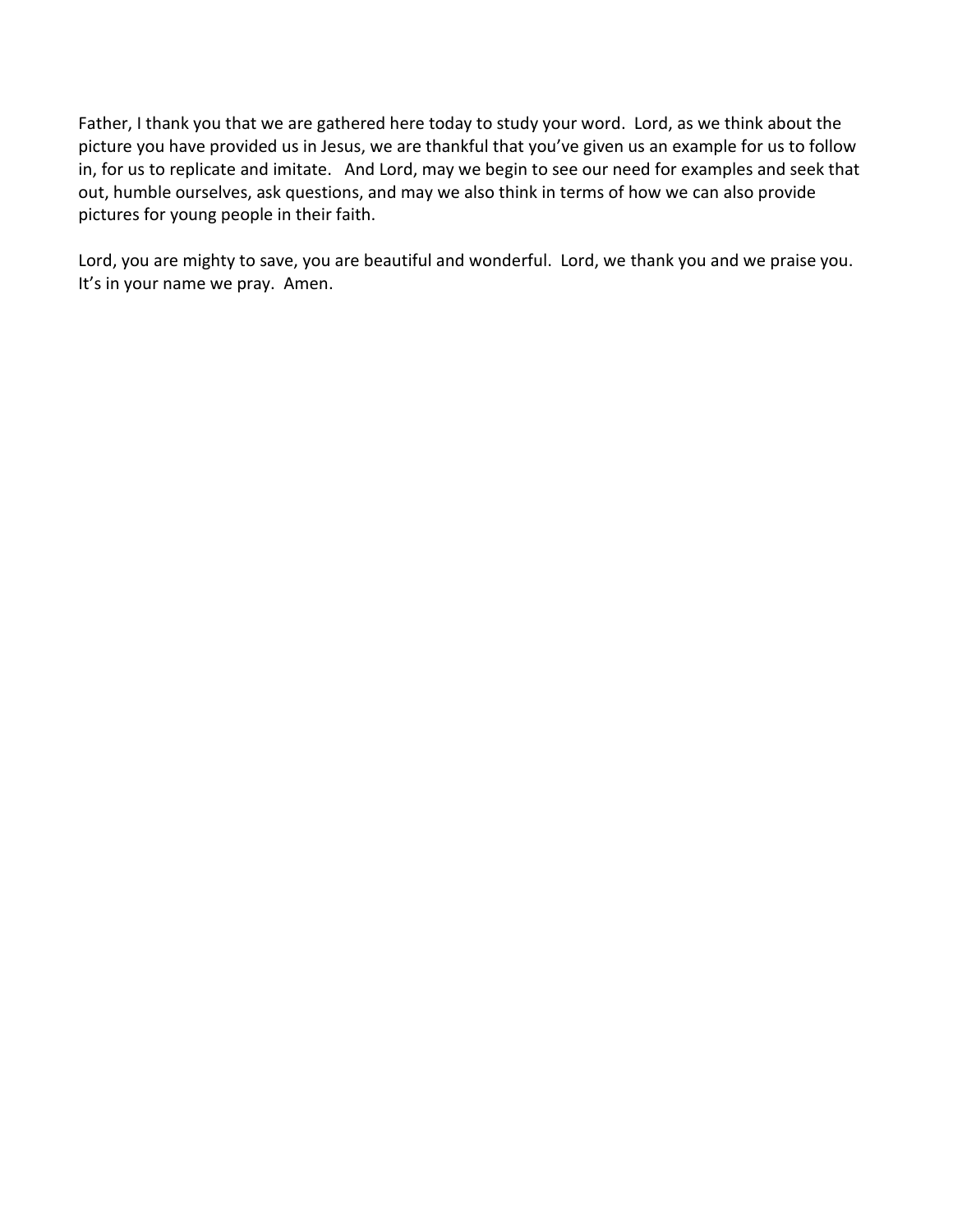Father, I thank you that we are gathered here today to study your word. Lord, as we think about the picture you have provided us in Jesus, we are thankful that you've given us an example for us to follow in, for us to replicate and imitate. And Lord, may we begin to see our need for examples and seek that out, humble ourselves, ask questions, and may we also think in terms of how we can also provide pictures for young people in their faith.

Lord, you are mighty to save, you are beautiful and wonderful. Lord, we thank you and we praise you. It's in your name we pray. Amen.